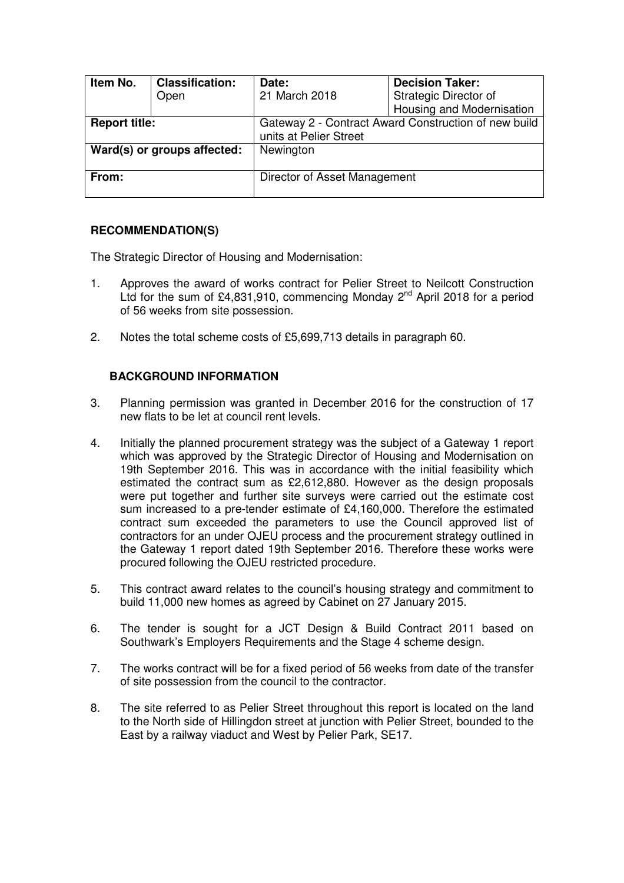| Item No. | Classification: Open | Date: 21 March 2018 | Decision Taker: Strategic Director of Housing and Modernisation |
|---|---|---|---|
| **Report title:** | | Gateway 2 - Contract Award Construction of new build units at Pelier Street | |
| **Ward(s) or groups affected:** | | Newington | |
| **From:** | | Director of Asset Management | |

## RECOMMENDATION(S)

The Strategic Director of Housing and Modernisation:

1. Approves the award of works contract for Pelier Street to Neilcott Construction Ltd for the sum of £4,831,910, commencing Monday 2nd April 2018 for a period of 56 weeks from site possession.

2. Notes the total scheme costs of £5,699,713 details in paragraph 60.

## BACKGROUND INFORMATION

3. Planning permission was granted in December 2016 for the construction of 17 new flats to be let at council rent levels.

4. Initially the planned procurement strategy was the subject of a Gateway 1 report which was approved by the Strategic Director of Housing and Modernisation on 19th September 2016. This was in accordance with the initial feasibility which estimated the contract sum as £2,612,880. However as the design proposals were put together and further site surveys were carried out the estimate cost sum increased to a pre-tender estimate of £4,160,000. Therefore the estimated contract sum exceeded the parameters to use the Council approved list of contractors for an under OJEU process and the procurement strategy outlined in the Gateway 1 report dated 19th September 2016. Therefore these works were procured following the OJEU restricted procedure.

5. This contract award relates to the council's housing strategy and commitment to build 11,000 new homes as agreed by Cabinet on 27 January 2015.

6. The tender is sought for a JCT Design & Build Contract 2011 based on Southwark's Employers Requirements and the Stage 4 scheme design.

7. The works contract will be for a fixed period of 56 weeks from date of the transfer of site possession from the council to the contractor.

8. The site referred to as Pelier Street throughout this report is located on the land to the North side of Hillingdon street at junction with Pelier Street, bounded to the East by a railway viaduct and West by Pelier Park, SE17.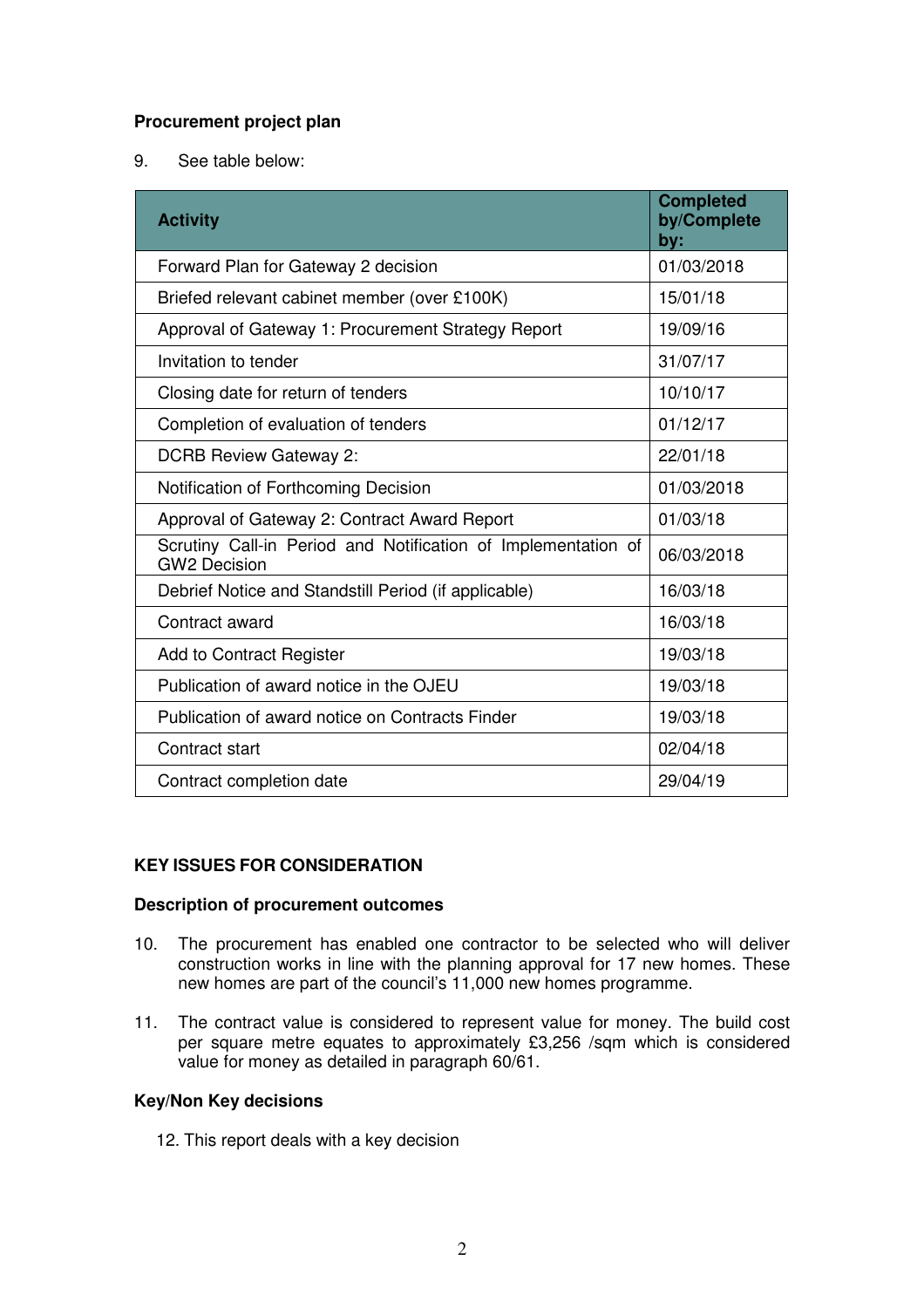**Procurement project plan**

9. See table below:

| Activity | Completed by/Complete by: |
| --- | --- |
| Forward Plan for Gateway 2 decision | 01/03/2018 |
| Briefed relevant cabinet member (over £100K) | 15/01/18 |
| Approval of Gateway 1: Procurement Strategy Report | 19/09/16 |
| Invitation to tender | 31/07/17 |
| Closing date for return of tenders | 10/10/17 |
| Completion of evaluation of tenders | 01/12/17 |
| DCRB Review Gateway 2: | 22/01/18 |
| Notification of Forthcoming Decision | 01/03/2018 |
| Approval of Gateway 2: Contract Award Report | 01/03/18 |
| Scrutiny Call-in Period and Notification of Implementation of GW2 Decision | 06/03/2018 |
| Debrief Notice and Standstill Period (if applicable) | 16/03/18 |
| Contract award | 16/03/18 |
| Add to Contract Register | 19/03/18 |
| Publication of award notice in the OJEU | 19/03/18 |
| Publication of award notice on Contracts Finder | 19/03/18 |
| Contract start | 02/04/18 |
| Contract completion date | 29/04/19 |

**KEY ISSUES FOR CONSIDERATION**

**Description of procurement outcomes**

10. The procurement has enabled one contractor to be selected who will deliver construction works in line with the planning approval for 17 new homes. These new homes are part of the council's 11,000 new homes programme.

11. The contract value is considered to represent value for money. The build cost per square metre equates to approximately £3,256 /sqm which is considered value for money as detailed in paragraph 60/61.

**Key/Non Key decisions**

12. This report deals with a key decision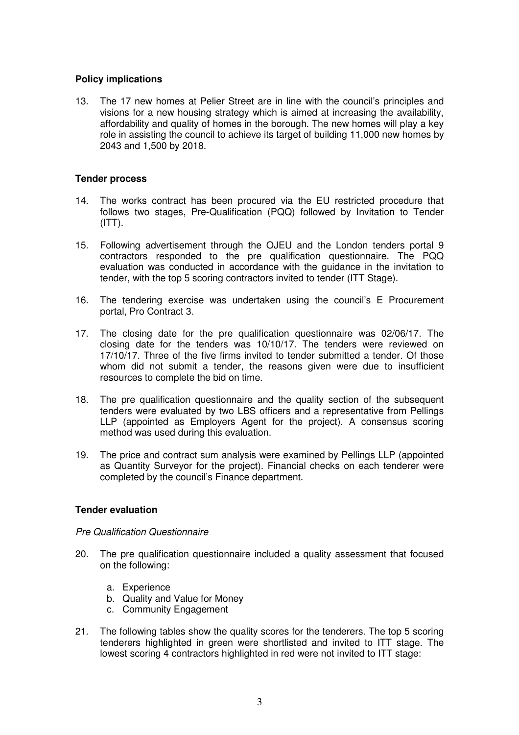**Policy implications**

13. The 17 new homes at Pelier Street are in line with the council's principles and visions for a new housing strategy which is aimed at increasing the availability, affordability and quality of homes in the borough. The new homes will play a key role in assisting the council to achieve its target of building 11,000 new homes by 2043 and 1,500 by 2018.

**Tender process**

14. The works contract has been procured via the EU restricted procedure that follows two stages, Pre-Qualification (PQQ) followed by Invitation to Tender (ITT).

15. Following advertisement through the OJEU and the London tenders portal 9 contractors responded to the pre qualification questionnaire. The PQQ evaluation was conducted in accordance with the guidance in the invitation to tender, with the top 5 scoring contractors invited to tender (ITT Stage).

16. The tendering exercise was undertaken using the council's E Procurement portal, Pro Contract 3.

17. The closing date for the pre qualification questionnaire was 02/06/17. The closing date for the tenders was 10/10/17. The tenders were reviewed on 17/10/17. Three of the five firms invited to tender submitted a tender. Of those whom did not submit a tender, the reasons given were due to insufficient resources to complete the bid on time.

18. The pre qualification questionnaire and the quality section of the subsequent tenders were evaluated by two LBS officers and a representative from Pellings LLP (appointed as Employers Agent for the project). A consensus scoring method was used during this evaluation.

19. The price and contract sum analysis were examined by Pellings LLP (appointed as Quantity Surveyor for the project). Financial checks on each tenderer were completed by the council's Finance department.

**Tender evaluation**

*Pre Qualification Questionnaire*

20. The pre qualification questionnaire included a quality assessment that focused on the following:

    a. Experience
    b. Quality and Value for Money
    c. Community Engagement

21. The following tables show the quality scores for the tenderers. The top 5 scoring tenderers highlighted in green were shortlisted and invited to ITT stage. The lowest scoring 4 contractors highlighted in red were not invited to ITT stage: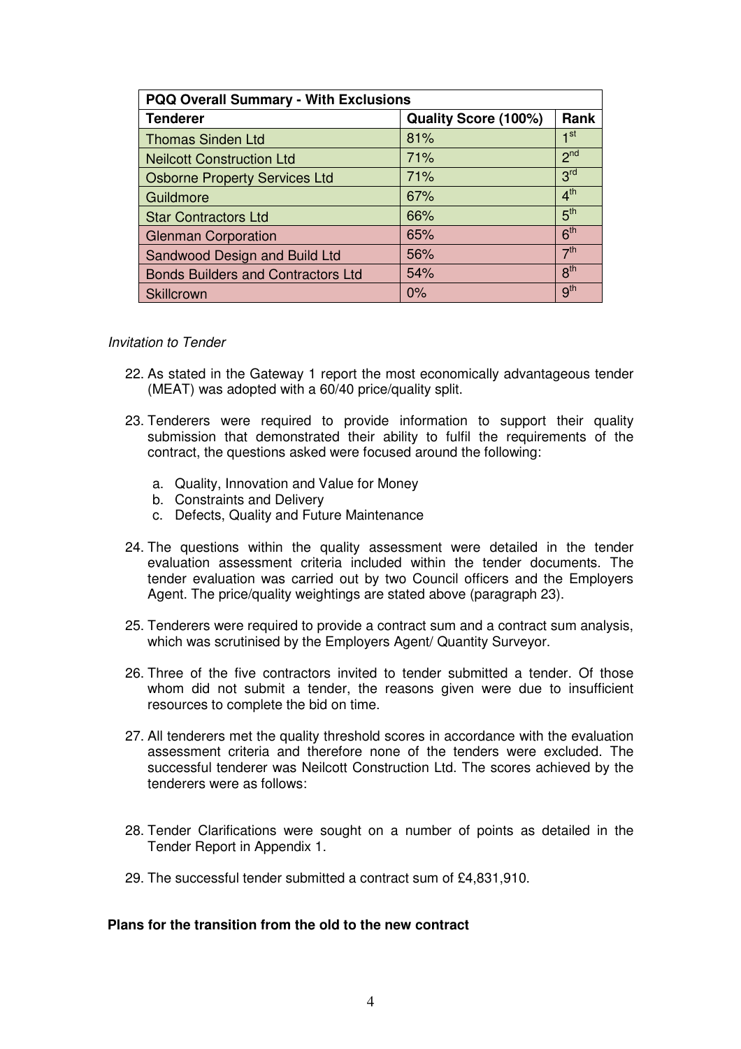| PQQ Overall Summary - With Exclusions | | |
|---|---|---|
| **Tenderer** | **Quality Score (100%)** | **Rank** |
| Thomas Sinden Ltd | 81% | 1st |
| Neilcott Construction Ltd | 71% | 2nd |
| Osborne Property Services Ltd | 71% | 3rd |
| Guildmore | 67% | 4th |
| Star Contractors Ltd | 66% | 5th |
| Glenman Corporation | 65% | 6th |
| Sandwood Design and Build Ltd | 56% | 7th |
| Bonds Builders and Contractors Ltd | 54% | 8th |
| Skillcrown | 0% | 9th |

*Invitation to Tender*

22. As stated in the Gateway 1 report the most economically advantageous tender (MEAT) was adopted with a 60/40 price/quality split.

23. Tenderers were required to provide information to support their quality submission that demonstrated their ability to fulfil the requirements of the contract, the questions asked were focused around the following:

    a. Quality, Innovation and Value for Money
    b. Constraints and Delivery
    c. Defects, Quality and Future Maintenance

24. The questions within the quality assessment were detailed in the tender evaluation assessment criteria included within the tender documents. The tender evaluation was carried out by two Council officers and the Employers Agent. The price/quality weightings are stated above (paragraph 23).

25. Tenderers were required to provide a contract sum and a contract sum analysis, which was scrutinised by the Employers Agent/ Quantity Surveyor.

26. Three of the five contractors invited to tender submitted a tender. Of those whom did not submit a tender, the reasons given were due to insufficient resources to complete the bid on time.

27. All tenderers met the quality threshold scores in accordance with the evaluation assessment criteria and therefore none of the tenders were excluded. The successful tenderer was Neilcott Construction Ltd. The scores achieved by the tenderers were as follows:

28. Tender Clarifications were sought on a number of points as detailed in the Tender Report in Appendix 1.

29. The successful tender submitted a contract sum of £4,831,910.

**Plans for the transition from the old to the new contract**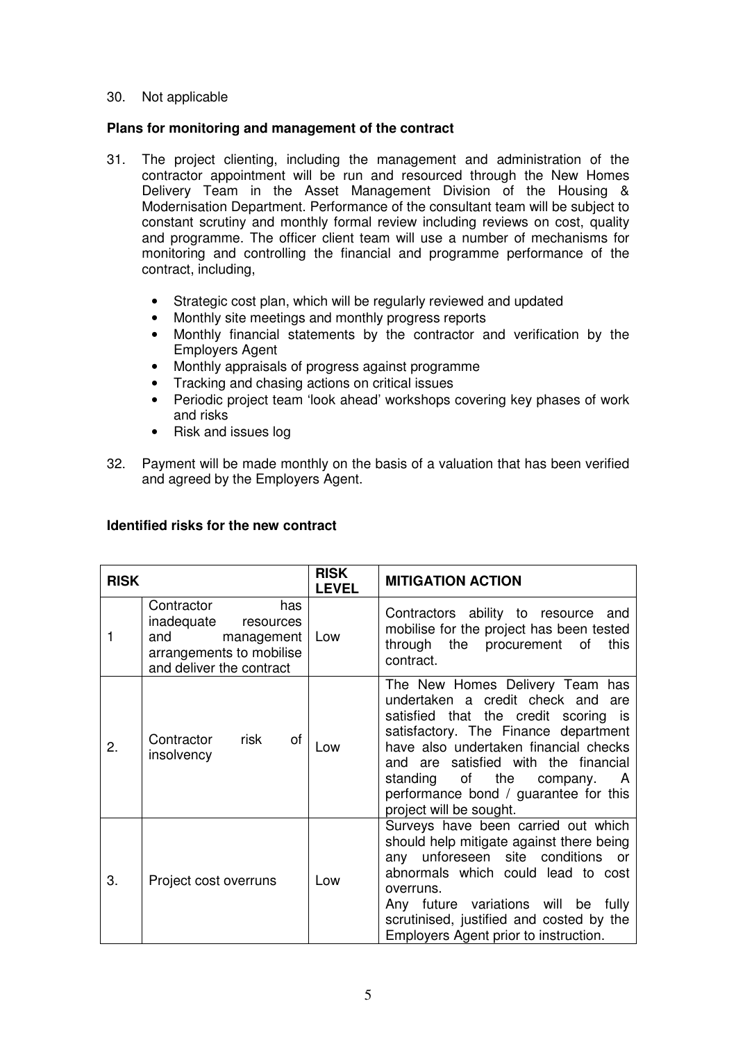30. Not applicable

**Plans for monitoring and management of the contract**

31. The project clienting, including the management and administration of the contractor appointment will be run and resourced through the New Homes Delivery Team in the Asset Management Division of the Housing & Modernisation Department. Performance of the consultant team will be subject to constant scrutiny and monthly formal review including reviews on cost, quality and programme. The officer client team will use a number of mechanisms for monitoring and controlling the financial and programme performance of the contract, including,

   - Strategic cost plan, which will be regularly reviewed and updated
   - Monthly site meetings and monthly progress reports
   - Monthly financial statements by the contractor and verification by the Employers Agent
   - Monthly appraisals of progress against programme
   - Tracking and chasing actions on critical issues
   - Periodic project team 'look ahead' workshops covering key phases of work and risks
   - Risk and issues log

32. Payment will be made monthly on the basis of a valuation that has been verified and agreed by the Employers Agent.

**Identified risks for the new contract**

| **RISK** | | **RISK LEVEL** | **MITIGATION ACTION** |
|---|---|---|---|
| 1 | Contractor has inadequate resources and management arrangements to mobilise and deliver the contract | Low | Contractors ability to resource and mobilise for the project has been tested through the procurement of this contract. |
| 2. | Contractor risk of insolvency | Low | The New Homes Delivery Team has undertaken a credit check and are satisfied that the credit scoring is satisfactory. The Finance department have also undertaken financial checks and are satisfied with the financial standing of the company. A performance bond / guarantee for this project will be sought. |
| 3. | Project cost overruns | Low | Surveys have been carried out which should help mitigate against there being any unforeseen site conditions or abnormals which could lead to cost overruns.<br>Any future variations will be fully scrutinised, justified and costed by the Employers Agent prior to instruction. |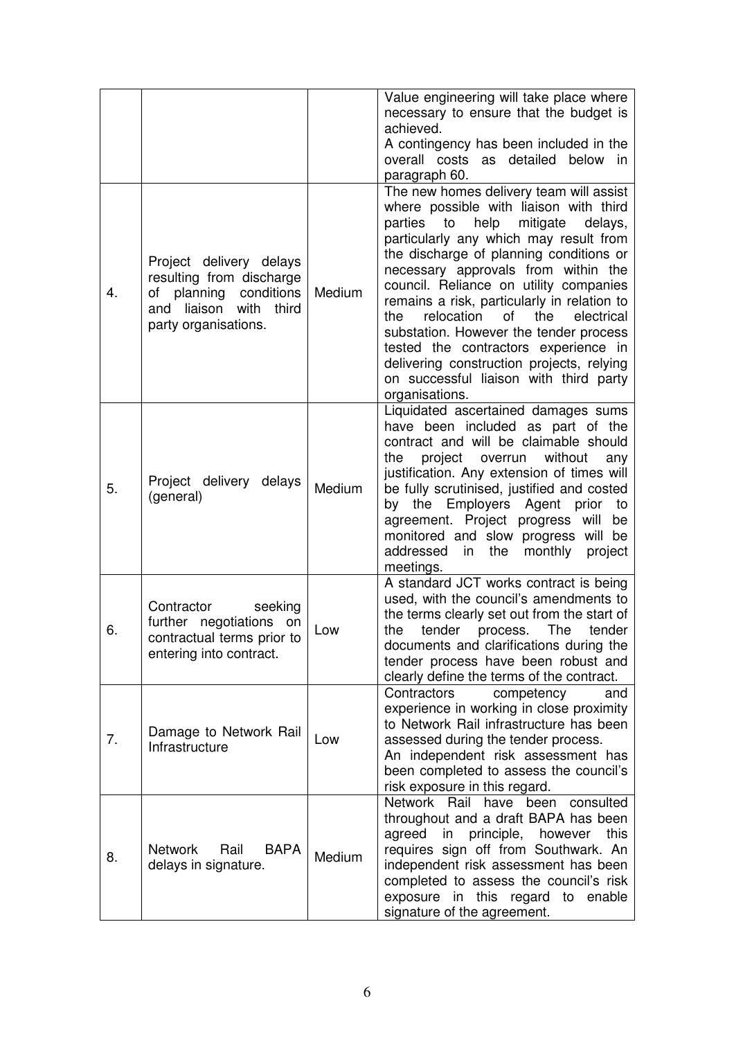| | | | |
|---|---|---|---|
| | | | Value engineering will take place where necessary to ensure that the budget is achieved.<br>A contingency has been included in the overall costs as detailed below in paragraph 60. |
| 4. | Project delivery delays resulting from discharge of planning conditions and liaison with third party organisations. | Medium | The new homes delivery team will assist where possible with liaison with third parties to help mitigate delays, particularly any which may result from the discharge of planning conditions or necessary approvals from within the council. Reliance on utility companies remains a risk, particularly in relation to the relocation of the electrical substation. However the tender process tested the contractors experience in delivering construction projects, relying on successful liaison with third party organisations. |
| 5. | Project delivery delays (general) | Medium | Liquidated ascertained damages sums have been included as part of the contract and will be claimable should the project overrun without any justification. Any extension of times will be fully scrutinised, justified and costed by the Employers Agent prior to agreement. Project progress will be monitored and slow progress will be addressed in the monthly project meetings. |
| 6. | Contractor seeking further negotiations on contractual terms prior to entering into contract. | Low | A standard JCT works contract is being used, with the council's amendments to the terms clearly set out from the start of the tender process. The tender documents and clarifications during the tender process have been robust and clearly define the terms of the contract. |
| 7. | Damage to Network Rail Infrastructure | Low | Contractors competency and experience in working in close proximity to Network Rail infrastructure has been assessed during the tender process.<br>An independent risk assessment has been completed to assess the council's risk exposure in this regard. |
| 8. | Network Rail BAPA delays in signature. | Medium | Network Rail have been consulted throughout and a draft BAPA has been agreed in principle, however this requires sign off from Southwark. An independent risk assessment has been completed to assess the council's risk exposure in this regard to enable signature of the agreement. |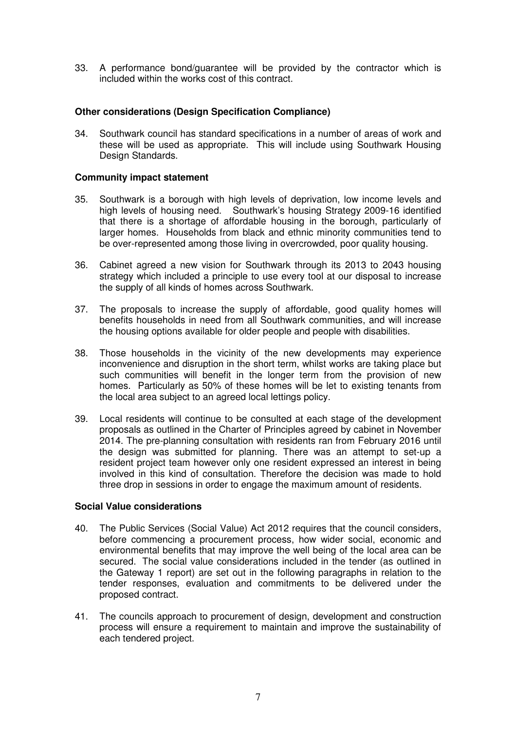33. A performance bond/guarantee will be provided by the contractor which is included within the works cost of this contract.

**Other considerations (Design Specification Compliance)**

34. Southwark council has standard specifications in a number of areas of work and these will be used as appropriate. This will include using Southwark Housing Design Standards.

**Community impact statement**

35. Southwark is a borough with high levels of deprivation, low income levels and high levels of housing need. Southwark's housing Strategy 2009-16 identified that there is a shortage of affordable housing in the borough, particularly of larger homes. Households from black and ethnic minority communities tend to be over-represented among those living in overcrowded, poor quality housing.

36. Cabinet agreed a new vision for Southwark through its 2013 to 2043 housing strategy which included a principle to use every tool at our disposal to increase the supply of all kinds of homes across Southwark.

37. The proposals to increase the supply of affordable, good quality homes will benefits households in need from all Southwark communities, and will increase the housing options available for older people and people with disabilities.

38. Those households in the vicinity of the new developments may experience inconvenience and disruption in the short term, whilst works are taking place but such communities will benefit in the longer term from the provision of new homes. Particularly as 50% of these homes will be let to existing tenants from the local area subject to an agreed local lettings policy.

39. Local residents will continue to be consulted at each stage of the development proposals as outlined in the Charter of Principles agreed by cabinet in November 2014. The pre-planning consultation with residents ran from February 2016 until the design was submitted for planning. There was an attempt to set-up a resident project team however only one resident expressed an interest in being involved in this kind of consultation. Therefore the decision was made to hold three drop in sessions in order to engage the maximum amount of residents.

**Social Value considerations**

40. The Public Services (Social Value) Act 2012 requires that the council considers, before commencing a procurement process, how wider social, economic and environmental benefits that may improve the well being of the local area can be secured. The social value considerations included in the tender (as outlined in the Gateway 1 report) are set out in the following paragraphs in relation to the tender responses, evaluation and commitments to be delivered under the proposed contract.

41. The councils approach to procurement of design, development and construction process will ensure a requirement to maintain and improve the sustainability of each tendered project.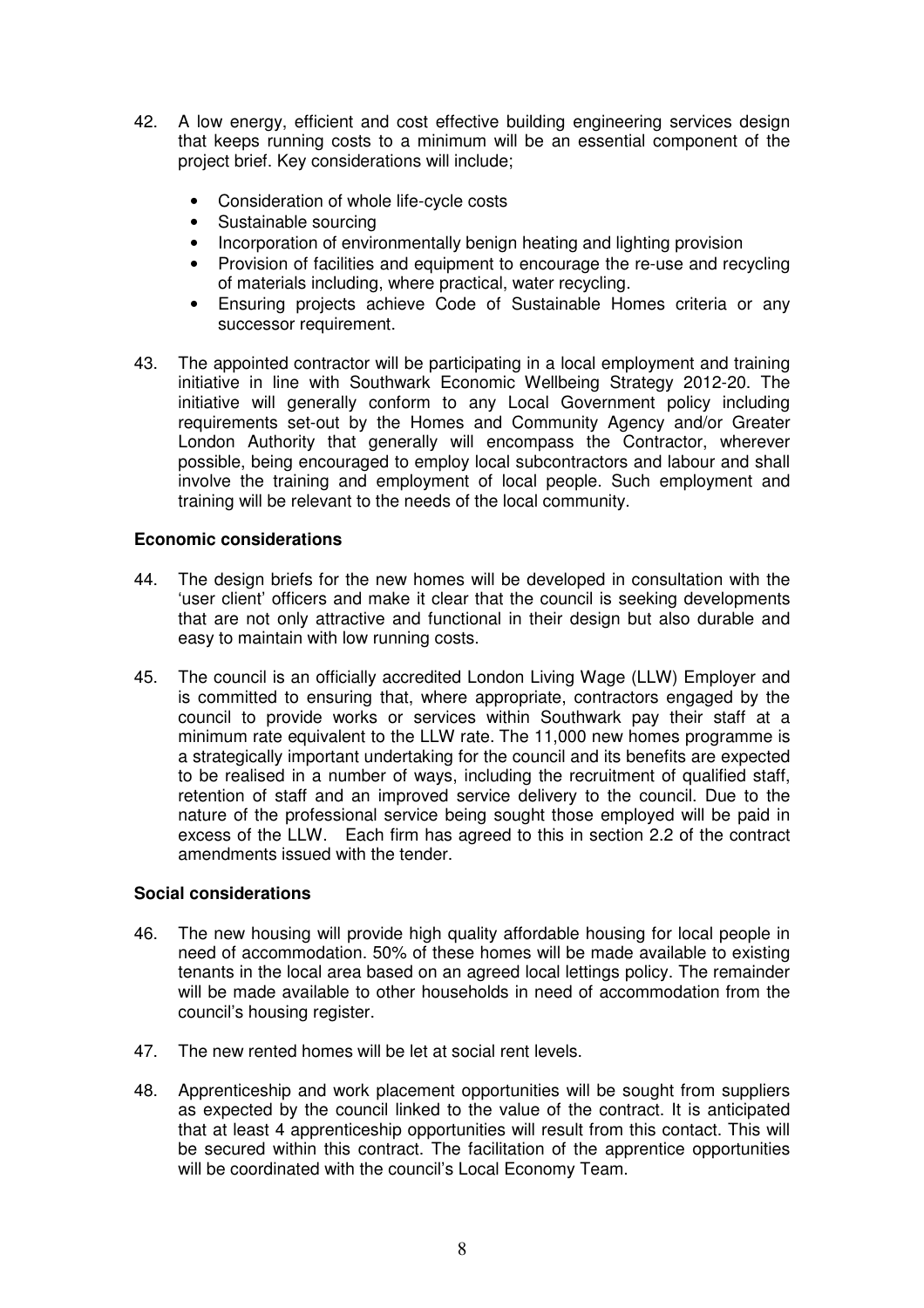42. A low energy, efficient and cost effective building engineering services design that keeps running costs to a minimum will be an essential component of the project brief. Key considerations will include;

    - Consideration of whole life-cycle costs
    - Sustainable sourcing
    - Incorporation of environmentally benign heating and lighting provision
    - Provision of facilities and equipment to encourage the re-use and recycling of materials including, where practical, water recycling.
    - Ensuring projects achieve Code of Sustainable Homes criteria or any successor requirement.

43. The appointed contractor will be participating in a local employment and training initiative in line with Southwark Economic Wellbeing Strategy 2012-20. The initiative will generally conform to any Local Government policy including requirements set-out by the Homes and Community Agency and/or Greater London Authority that generally will encompass the Contractor, wherever possible, being encouraged to employ local subcontractors and labour and shall involve the training and employment of local people. Such employment and training will be relevant to the needs of the local community.

**Economic considerations**

44. The design briefs for the new homes will be developed in consultation with the 'user client' officers and make it clear that the council is seeking developments that are not only attractive and functional in their design but also durable and easy to maintain with low running costs.

45. The council is an officially accredited London Living Wage (LLW) Employer and is committed to ensuring that, where appropriate, contractors engaged by the council to provide works or services within Southwark pay their staff at a minimum rate equivalent to the LLW rate. The 11,000 new homes programme is a strategically important undertaking for the council and its benefits are expected to be realised in a number of ways, including the recruitment of qualified staff, retention of staff and an improved service delivery to the council. Due to the nature of the professional service being sought those employed will be paid in excess of the LLW. Each firm has agreed to this in section 2.2 of the contract amendments issued with the tender.

**Social considerations**

46. The new housing will provide high quality affordable housing for local people in need of accommodation. 50% of these homes will be made available to existing tenants in the local area based on an agreed local lettings policy. The remainder will be made available to other households in need of accommodation from the council's housing register.

47. The new rented homes will be let at social rent levels.

48. Apprenticeship and work placement opportunities will be sought from suppliers as expected by the council linked to the value of the contract. It is anticipated that at least 4 apprenticeship opportunities will result from this contact. This will be secured within this contract. The facilitation of the apprentice opportunities will be coordinated with the council's Local Economy Team.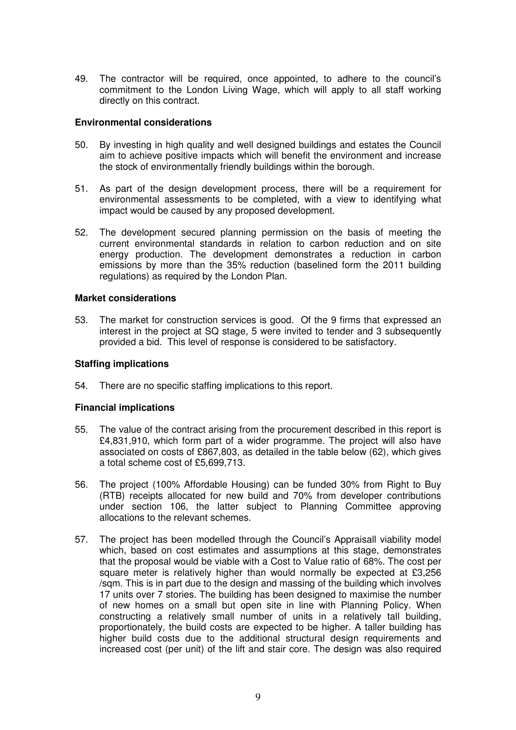49. The contractor will be required, once appointed, to adhere to the council's commitment to the London Living Wage, which will apply to all staff working directly on this contract.

**Environmental considerations**

50. By investing in high quality and well designed buildings and estates the Council aim to achieve positive impacts which will benefit the environment and increase the stock of environmentally friendly buildings within the borough.

51. As part of the design development process, there will be a requirement for environmental assessments to be completed, with a view to identifying what impact would be caused by any proposed development.

52. The development secured planning permission on the basis of meeting the current environmental standards in relation to carbon reduction and on site energy production. The development demonstrates a reduction in carbon emissions by more than the 35% reduction (baselined form the 2011 building regulations) as required by the London Plan.

**Market considerations**

53. The market for construction services is good. Of the 9 firms that expressed an interest in the project at SQ stage, 5 were invited to tender and 3 subsequently provided a bid. This level of response is considered to be satisfactory.

**Staffing implications**

54. There are no specific staffing implications to this report.

**Financial implications**

55. The value of the contract arising from the procurement described in this report is £4,831,910, which form part of a wider programme. The project will also have associated on costs of £867,803, as detailed in the table below (62), which gives a total scheme cost of £5,699,713.

56. The project (100% Affordable Housing) can be funded 30% from Right to Buy (RTB) receipts allocated for new build and 70% from developer contributions under section 106, the latter subject to Planning Committee approving allocations to the relevant schemes.

57. The project has been modelled through the Council's Appraisall viability model which, based on cost estimates and assumptions at this stage, demonstrates that the proposal would be viable with a Cost to Value ratio of 68%. The cost per square meter is relatively higher than would normally be expected at £3,256 /sqm. This is in part due to the design and massing of the building which involves 17 units over 7 stories. The building has been designed to maximise the number of new homes on a small but open site in line with Planning Policy. When constructing a relatively small number of units in a relatively tall building, proportionately, the build costs are expected to be higher. A taller building has higher build costs due to the additional structural design requirements and increased cost (per unit) of the lift and stair core. The design was also required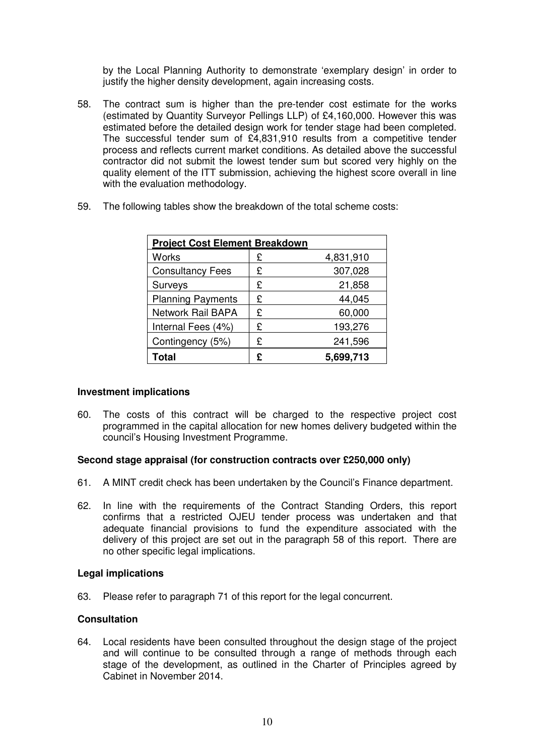by the Local Planning Authority to demonstrate 'exemplary design' in order to justify the higher density development, again increasing costs.

58. The contract sum is higher than the pre-tender cost estimate for the works (estimated by Quantity Surveyor Pellings LLP) of £4,160,000. However this was estimated before the detailed design work for tender stage had been completed. The successful tender sum of £4,831,910 results from a competitive tender process and reflects current market conditions. As detailed above the successful contractor did not submit the lowest tender sum but scored very highly on the quality element of the ITT submission, achieving the highest score overall in line with the evaluation methodology.

59. The following tables show the breakdown of the total scheme costs:

| Project Cost Element Breakdown | | |
|---|---|---|
| Works | £ | 4,831,910 |
| Consultancy Fees | £ | 307,028 |
| Surveys | £ | 21,858 |
| Planning Payments | £ | 44,045 |
| Network Rail BAPA | £ | 60,000 |
| Internal Fees (4%) | £ | 193,276 |
| Contingency (5%) | £ | 241,596 |
| **Total** | **£** | **5,699,713** |

### Investment implications

60. The costs of this contract will be charged to the respective project cost programmed in the capital allocation for new homes delivery budgeted within the council's Housing Investment Programme.

### Second stage appraisal (for construction contracts over £250,000 only)

61. A MINT credit check has been undertaken by the Council's Finance department.

62. In line with the requirements of the Contract Standing Orders, this report confirms that a restricted OJEU tender process was undertaken and that adequate financial provisions to fund the expenditure associated with the delivery of this project are set out in the paragraph 58 of this report. There are no other specific legal implications.

### Legal implications

63. Please refer to paragraph 71 of this report for the legal concurrent.

### Consultation

64. Local residents have been consulted throughout the design stage of the project and will continue to be consulted through a range of methods through each stage of the development, as outlined in the Charter of Principles agreed by Cabinet in November 2014.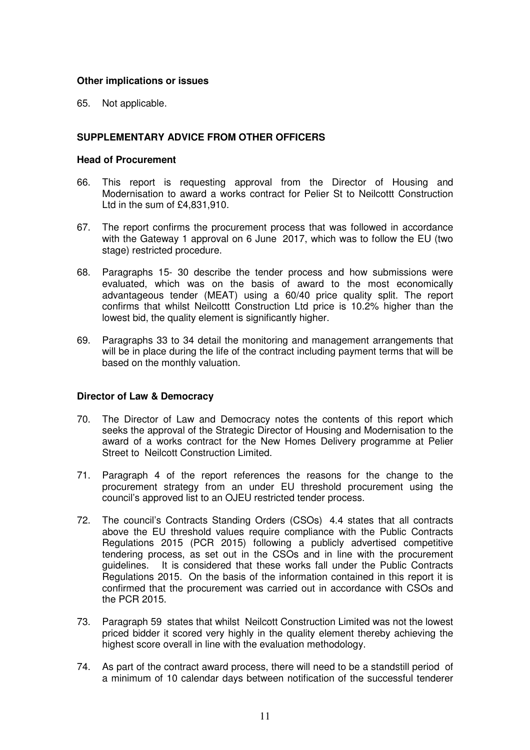**Other implications or issues**

65. Not applicable.

**SUPPLEMENTARY ADVICE FROM OTHER OFFICERS**

**Head of Procurement**

66. This report is requesting approval from the Director of Housing and Modernisation to award a works contract for Pelier St to Neilcottt Construction Ltd in the sum of £4,831,910.

67. The report confirms the procurement process that was followed in accordance with the Gateway 1 approval on 6 June 2017, which was to follow the EU (two stage) restricted procedure.

68. Paragraphs 15- 30 describe the tender process and how submissions were evaluated, which was on the basis of award to the most economically advantageous tender (MEAT) using a 60/40 price quality split. The report confirms that whilst Neilcottt Construction Ltd price is 10.2% higher than the lowest bid, the quality element is significantly higher.

69. Paragraphs 33 to 34 detail the monitoring and management arrangements that will be in place during the life of the contract including payment terms that will be based on the monthly valuation.

**Director of Law & Democracy**

70. The Director of Law and Democracy notes the contents of this report which seeks the approval of the Strategic Director of Housing and Modernisation to the award of a works contract for the New Homes Delivery programme at Pelier Street to Neilcott Construction Limited.

71. Paragraph 4 of the report references the reasons for the change to the procurement strategy from an under EU threshold procurement using the council's approved list to an OJEU restricted tender process.

72. The council's Contracts Standing Orders (CSOs) 4.4 states that all contracts above the EU threshold values require compliance with the Public Contracts Regulations 2015 (PCR 2015) following a publicly advertised competitive tendering process, as set out in the CSOs and in line with the procurement guidelines. It is considered that these works fall under the Public Contracts Regulations 2015. On the basis of the information contained in this report it is confirmed that the procurement was carried out in accordance with CSOs and the PCR 2015.

73. Paragraph 59 states that whilst Neilcott Construction Limited was not the lowest priced bidder it scored very highly in the quality element thereby achieving the highest score overall in line with the evaluation methodology.

74. As part of the contract award process, there will need to be a standstill period of a minimum of 10 calendar days between notification of the successful tenderer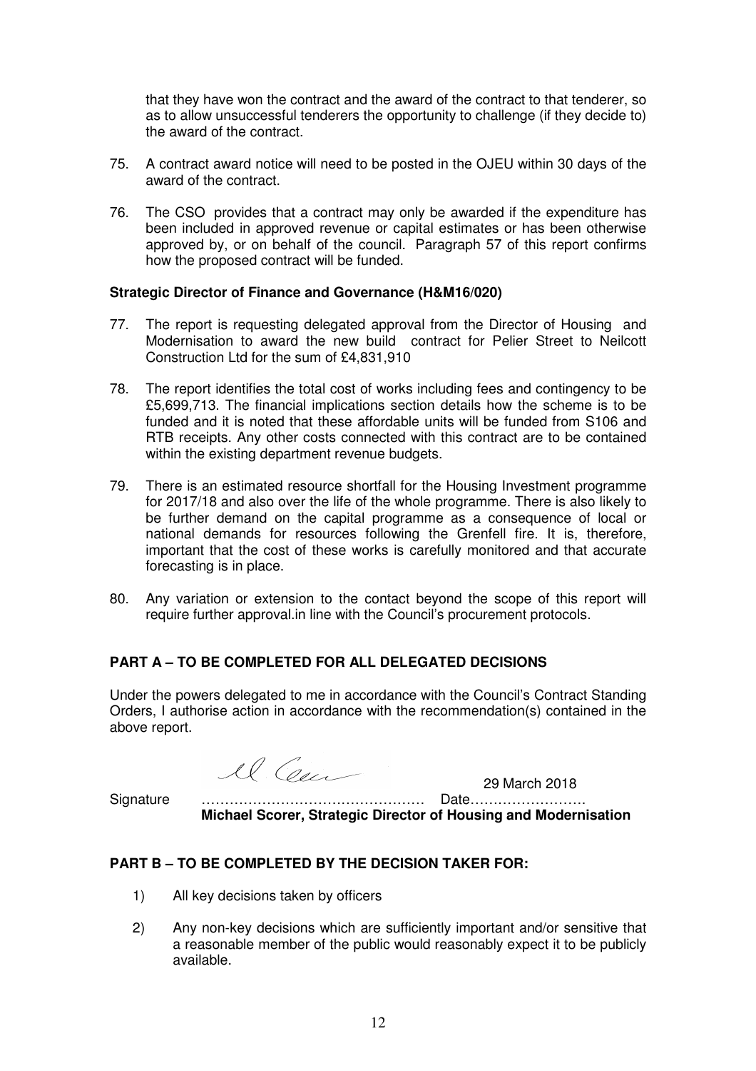that they have won the contract and the award of the contract to that tenderer, so as to allow unsuccessful tenderers the opportunity to challenge (if they decide to) the award of the contract.

75. A contract award notice will need to be posted in the OJEU within 30 days of the award of the contract.

76. The CSO provides that a contract may only be awarded if the expenditure has been included in approved revenue or capital estimates or has been otherwise approved by, or on behalf of the council. Paragraph 57 of this report confirms how the proposed contract will be funded.

**Strategic Director of Finance and Governance (H&M16/020)**

77. The report is requesting delegated approval from the Director of Housing and Modernisation to award the new build contract for Pelier Street to Neilcott Construction Ltd for the sum of £4,831,910

78. The report identifies the total cost of works including fees and contingency to be £5,699,713. The financial implications section details how the scheme is to be funded and it is noted that these affordable units will be funded from S106 and RTB receipts. Any other costs connected with this contract are to be contained within the existing department revenue budgets.

79. There is an estimated resource shortfall for the Housing Investment programme for 2017/18 and also over the life of the whole programme. There is also likely to be further demand on the capital programme as a consequence of local or national demands for resources following the Grenfell fire. It is, therefore, important that the cost of these works is carefully monitored and that accurate forecasting is in place.

80. Any variation or extension to the contact beyond the scope of this report will require further approval.in line with the Council's procurement protocols.

**PART A – TO BE COMPLETED FOR ALL DELEGATED DECISIONS**

Under the powers delegated to me in accordance with the Council's Contract Standing Orders, I authorise action in accordance with the recommendation(s) contained in the above report.

Signature ………………………………………… Date……………………. 29 March 2018

**Michael Scorer, Strategic Director of Housing and Modernisation**

**PART B – TO BE COMPLETED BY THE DECISION TAKER FOR:**

1) All key decisions taken by officers

2) Any non-key decisions which are sufficiently important and/or sensitive that a reasonable member of the public would reasonably expect it to be publicly available.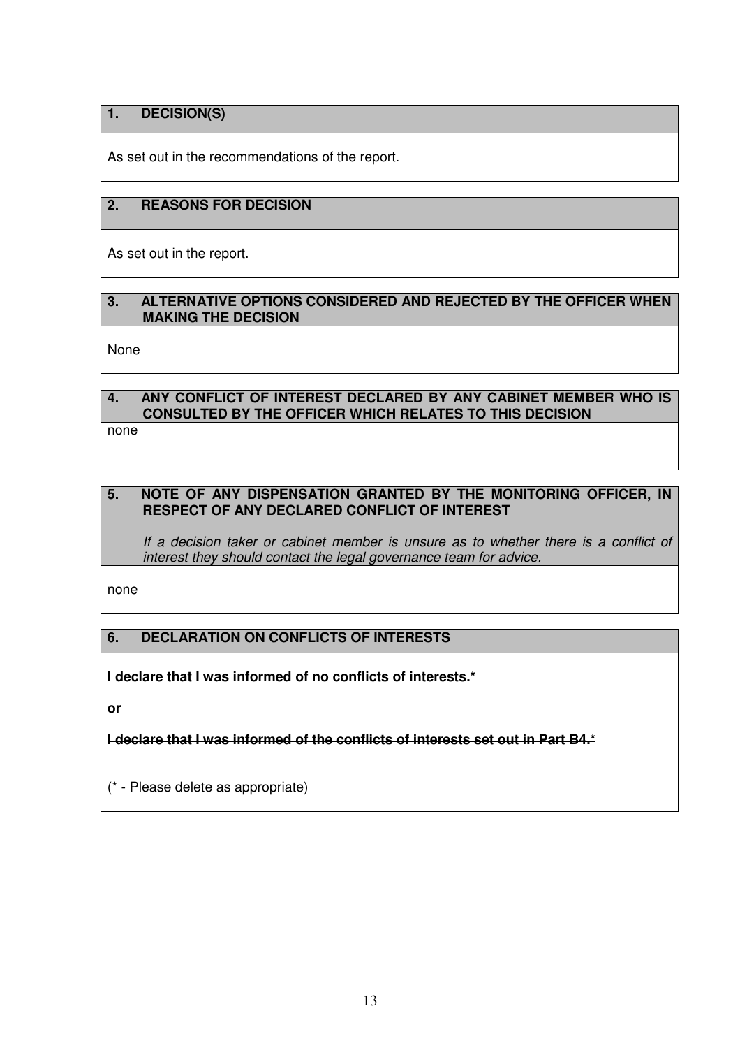## 1. DECISION(S)

As set out in the recommendations of the report.

## 2. REASONS FOR DECISION

As set out in the report.

## 3. ALTERNATIVE OPTIONS CONSIDERED AND REJECTED BY THE OFFICER WHEN MAKING THE DECISION

None

## 4. ANY CONFLICT OF INTEREST DECLARED BY ANY CABINET MEMBER WHO IS CONSULTED BY THE OFFICER WHICH RELATES TO THIS DECISION

none

## 5. NOTE OF ANY DISPENSATION GRANTED BY THE MONITORING OFFICER, IN RESPECT OF ANY DECLARED CONFLICT OF INTEREST

*If a decision taker or cabinet member is unsure as to whether there is a conflict of interest they should contact the legal governance team for advice.*

none

## 6. DECLARATION ON CONFLICTS OF INTERESTS

**I declare that I was informed of no conflicts of interests.***

**or**

~~**I declare that I was informed of the conflicts of interests set out in Part B4.***~~

(* - Please delete as appropriate)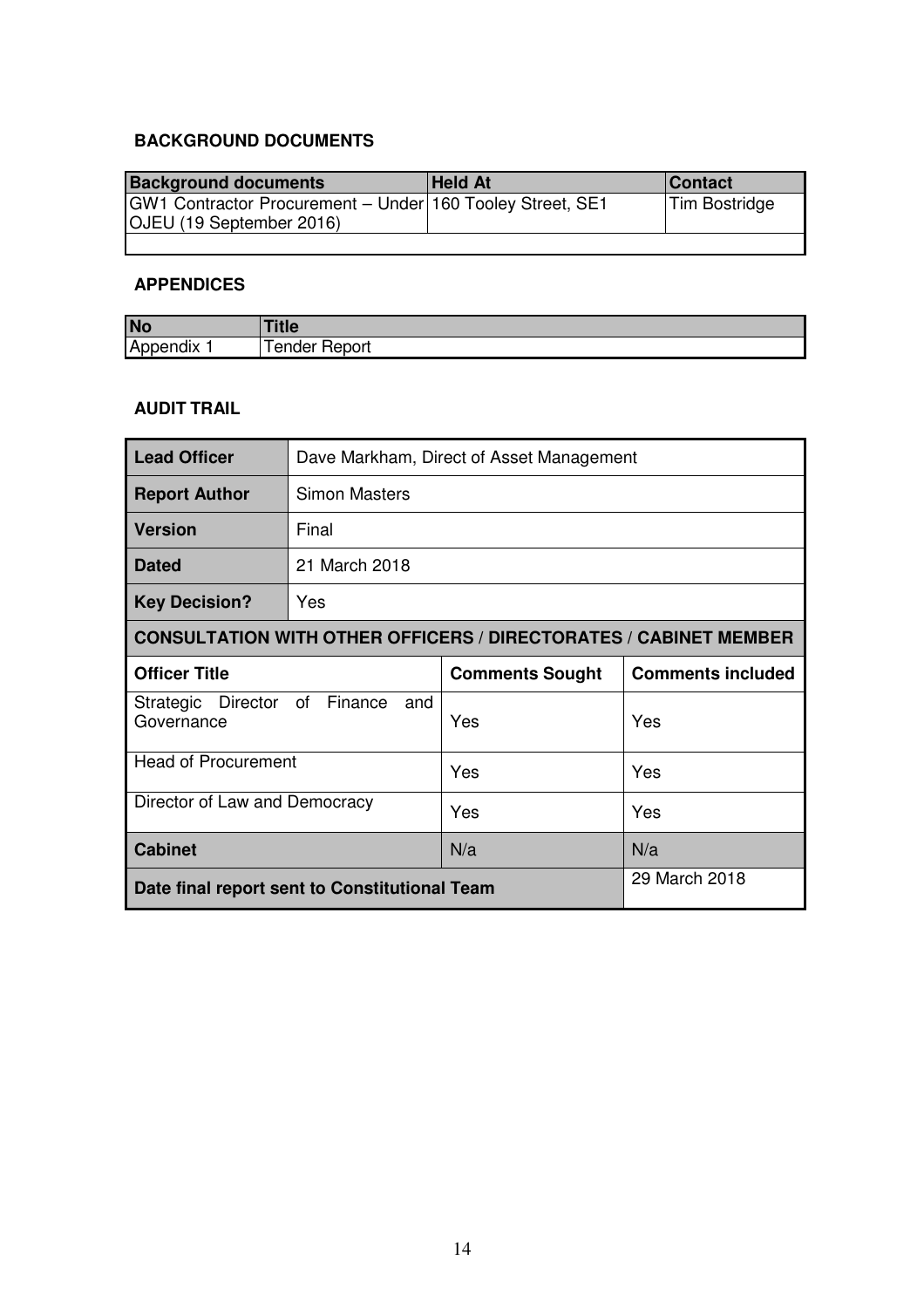**BACKGROUND DOCUMENTS**

| Background documents | Held At | Contact |
|---|---|---|
| GW1 Contractor Procurement – Under OJEU (19 September 2016) | 160 Tooley Street, SE1 | Tim Bostridge |
| | | |

**APPENDICES**

| No | Title |
|---|---|
| Appendix 1 | Tender Report |

**AUDIT TRAIL**

| **Lead Officer** | Dave Markham, Direct of Asset Management | | |
|---|---|---|---|
| **Report Author** | Simon Masters | | |
| **Version** | Final | | |
| **Dated** | 21 March 2018 | | |
| **Key Decision?** | Yes | | |
| **CONSULTATION WITH OTHER OFFICERS / DIRECTORATES / CABINET MEMBER** | | | |
| **Officer Title** | | **Comments Sought** | **Comments included** |
| Strategic Director of Finance and Governance | | Yes | Yes |
| Head of Procurement | | Yes | Yes |
| Director of Law and Democracy | | Yes | Yes |
| **Cabinet** | | N/a | N/a |
| **Date final report sent to Constitutional Team** | | | 29 March 2018 |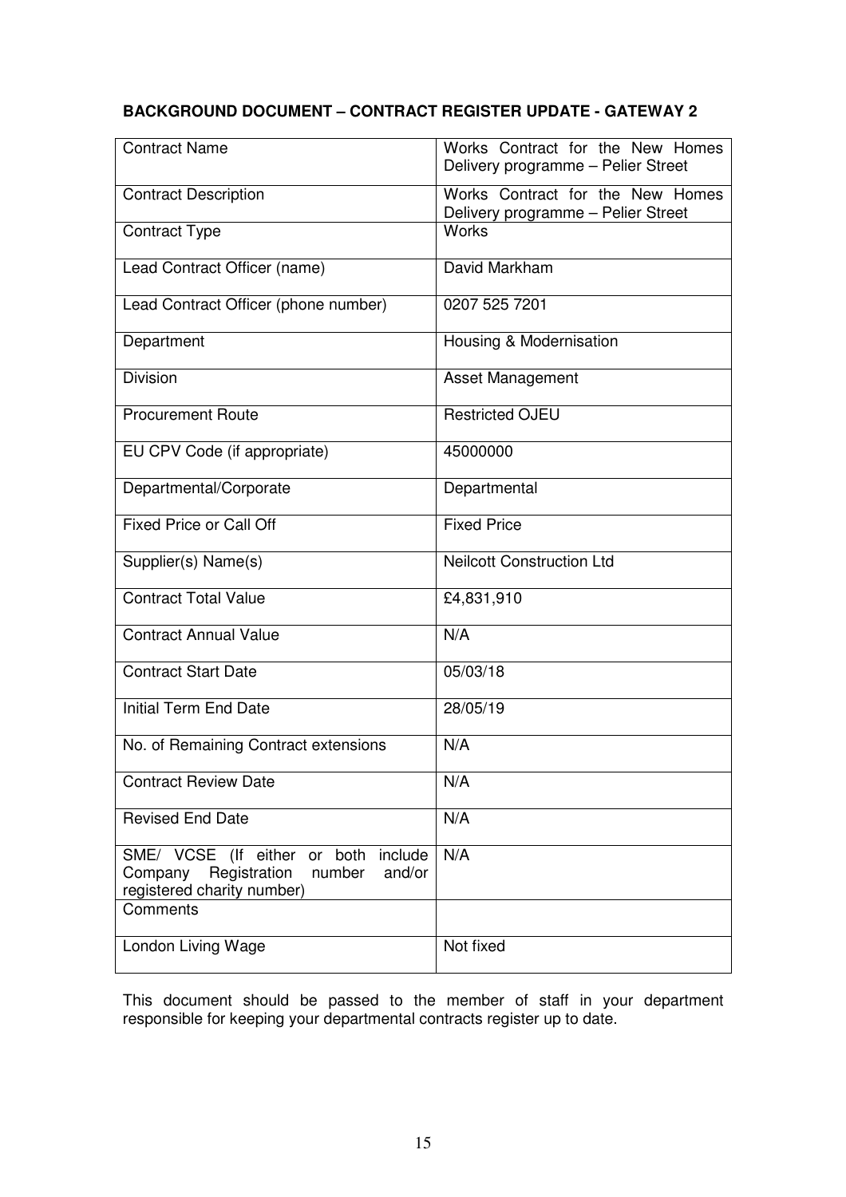**BACKGROUND DOCUMENT – CONTRACT REGISTER UPDATE - GATEWAY 2**

| | |
|---|---|
| Contract Name | Works Contract for the New Homes Delivery programme – Pelier Street |
| Contract Description | Works Contract for the New Homes Delivery programme – Pelier Street |
| Contract Type | Works |
| Lead Contract Officer (name) | David Markham |
| Lead Contract Officer (phone number) | 0207 525 7201 |
| Department | Housing & Modernisation |
| Division | Asset Management |
| Procurement Route | Restricted OJEU |
| EU CPV Code (if appropriate) | 45000000 |
| Departmental/Corporate | Departmental |
| Fixed Price or Call Off | Fixed Price |
| Supplier(s) Name(s) | Neilcott Construction Ltd |
| Contract Total Value | £4,831,910 |
| Contract Annual Value | N/A |
| Contract Start Date | 05/03/18 |
| Initial Term End Date | 28/05/19 |
| No. of Remaining Contract extensions | N/A |
| Contract Review Date | N/A |
| Revised End Date | N/A |
| SME/ VCSE (If either or both include Company Registration number and/or registered charity number) | N/A |
| Comments | |
| London Living Wage | Not fixed |

This document should be passed to the member of staff in your department responsible for keeping your departmental contracts register up to date.